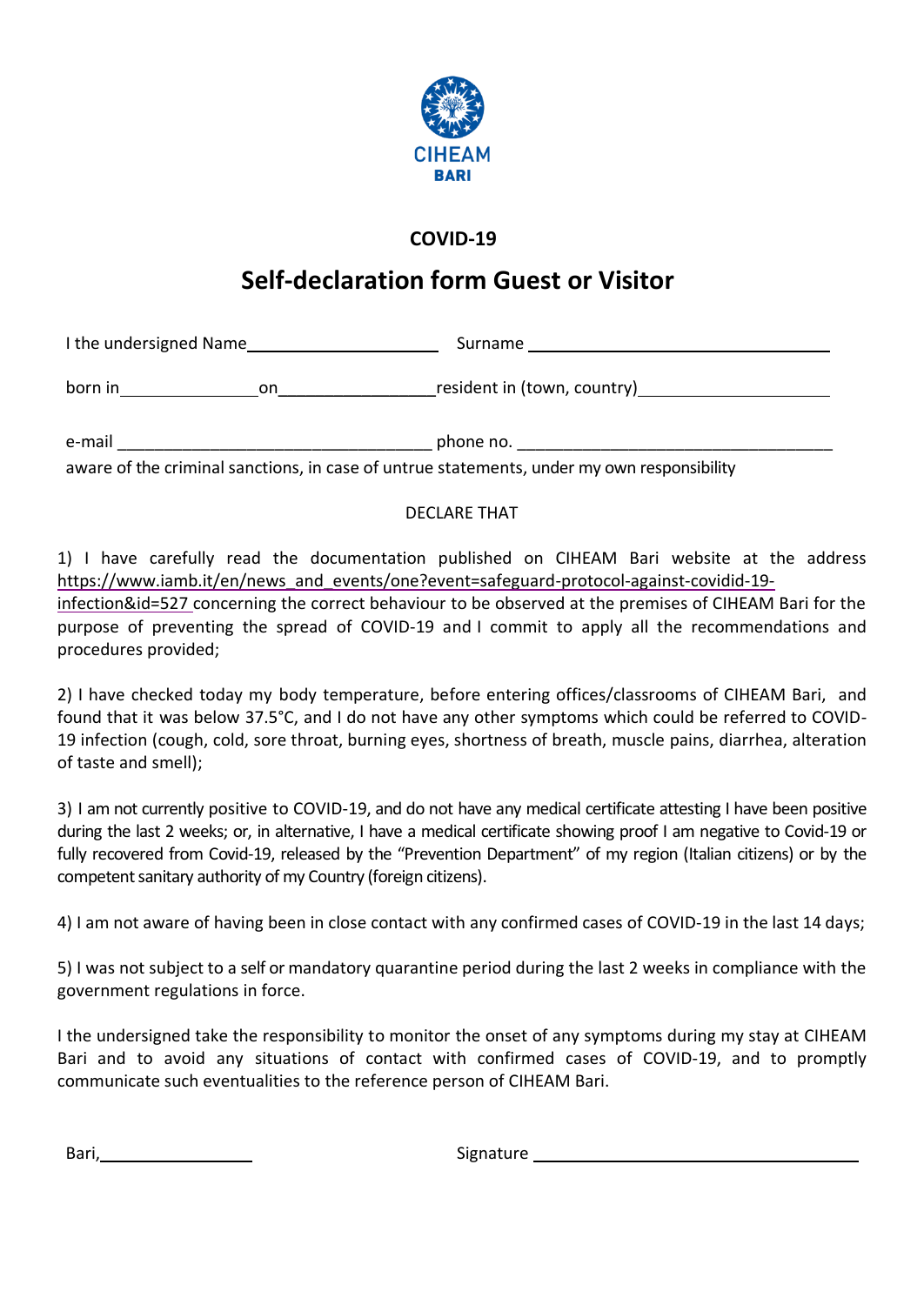CIHEAM
BARI

## COVID-19

# Self-declaration form Guest or Visitor

I the undersigned Name\_\_\_\_\_\_\_\_\_\_\_\_\_\_\_\_\_\_\_\_\_\_ Surname \_\_\_\_\_\_\_\_\_\_\_\_\_\_\_\_\_\_\_\_\_\_\_\_\_\_\_\_\_\_\_\_\_\_\_

born in\_\_\_\_\_\_\_\_\_\_\_\_\_\_\_ on\_\_\_\_\_\_\_\_\_\_\_\_\_\_\_\_\_\_resident in (town, country)\_\_\_\_\_\_\_\_\_\_\_\_\_\_\_\_\_\_\_\_\_\_

e-mail \_\_\_\_\_\_\_\_\_\_\_\_\_\_\_\_\_\_\_\_\_\_\_\_\_\_\_\_\_\_\_\_\_\_\_ phone no. \_\_\_\_\_\_\_\_\_\_\_\_\_\_\_\_\_\_\_\_\_\_\_\_\_\_\_\_\_\_\_\_\_\_\_

aware of the criminal sanctions, in case of untrue statements, under my own responsibility

DECLARE THAT

1) I have carefully read the documentation published on CIHEAM Bari website at the address https://www.iamb.it/en/news_and_events/one?event=safeguard-protocol-against-covidid-19-infection&id=527 concerning the correct behaviour to be observed at the premises of CIHEAM Bari for the purpose of preventing the spread of COVID-19 and I commit to apply all the recommendations and procedures provided;

2) I have checked today my body temperature, before entering offices/classrooms of CIHEAM Bari, and found that it was below 37.5°C, and I do not have any other symptoms which could be referred to COVID-19 infection (cough, cold, sore throat, burning eyes, shortness of breath, muscle pains, diarrhea, alteration of taste and smell);

3) I am not currently positive to COVID-19, and do not have any medical certificate attesting I have been positive during the last 2 weeks; or, in alternative, I have a medical certificate showing proof I am negative to Covid-19 or fully recovered from Covid-19, released by the "Prevention Department" of my region (Italian citizens) or by the competent sanitary authority of my Country (foreign citizens).

4) I am not aware of having been in close contact with any confirmed cases of COVID-19 in the last 14 days;

5) I was not subject to a self or mandatory quarantine period during the last 2 weeks in compliance with the government regulations in force.

I the undersigned take the responsibility to monitor the onset of any symptoms during my stay at CIHEAM Bari and to avoid any situations of contact with confirmed cases of COVID-19, and to promptly communicate such eventualities to the reference person of CIHEAM Bari.

Bari,\_\_\_\_\_\_\_\_\_\_\_\_\_\_\_\_\_\_ Signature \_\_\_\_\_\_\_\_\_\_\_\_\_\_\_\_\_\_\_\_\_\_\_\_\_\_\_\_\_\_\_\_\_\_\_\_\_\_\_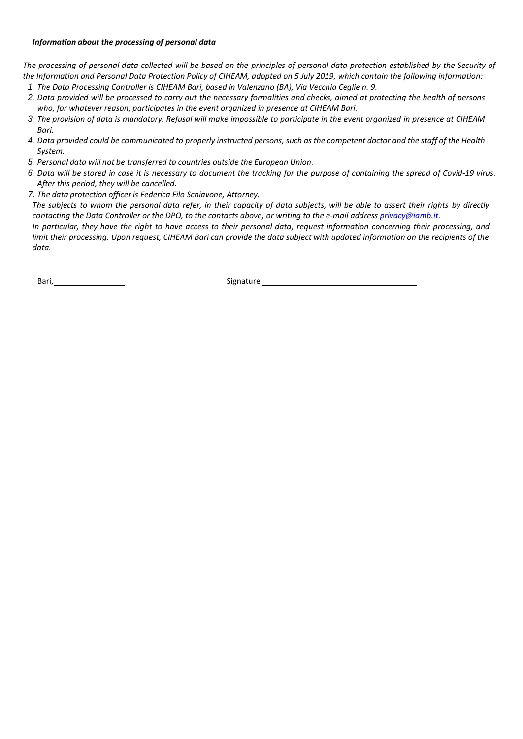***Information about the processing of personal data***

*The processing of personal data collected will be based on the principles of personal data protection established by the Security of the Information and Personal Data Protection Policy of CIHEAM, adopted on 5 July 2019, which contain the following information:*

1. *The Data Processing Controller is CIHEAM Bari, based in Valenzano (BA), Via Vecchia Ceglie n. 9.*
2. *Data provided will be processed to carry out the necessary formalities and checks, aimed at protecting the health of persons who, for whatever reason, participates in the event organized in presence at CIHEAM Bari.*
3. *The provision of data is mandatory. Refusal will make impossible to participate in the event organized in presence at CIHEAM Bari.*
4. *Data provided could be communicated to properly instructed persons, such as the competent doctor and the staff of the Health System.*
5. *Personal data will not be transferred to countries outside the European Union.*
6. *Data will be stored in case it is necessary to document the tracking for the purpose of containing the spread of Covid-19 virus. After this period, they will be cancelled.*
7. *The data protection officer is Federica Filo Schiavone, Attorney.*

*The subjects to whom the personal data refer, in their capacity of data subjects, will be able to assert their rights by directly contacting the Data Controller or the DPO, to the contacts above, or writing to the e-mail address [privacy@iamb.it](mailto:privacy@iamb.it).*

*In particular, they have the right to have access to their personal data, request information concerning their processing, and limit their processing. Upon request, CIHEAM Bari can provide the data subject with updated information on the recipients of the data.*

Bari, ________________ Signature ____________________________________